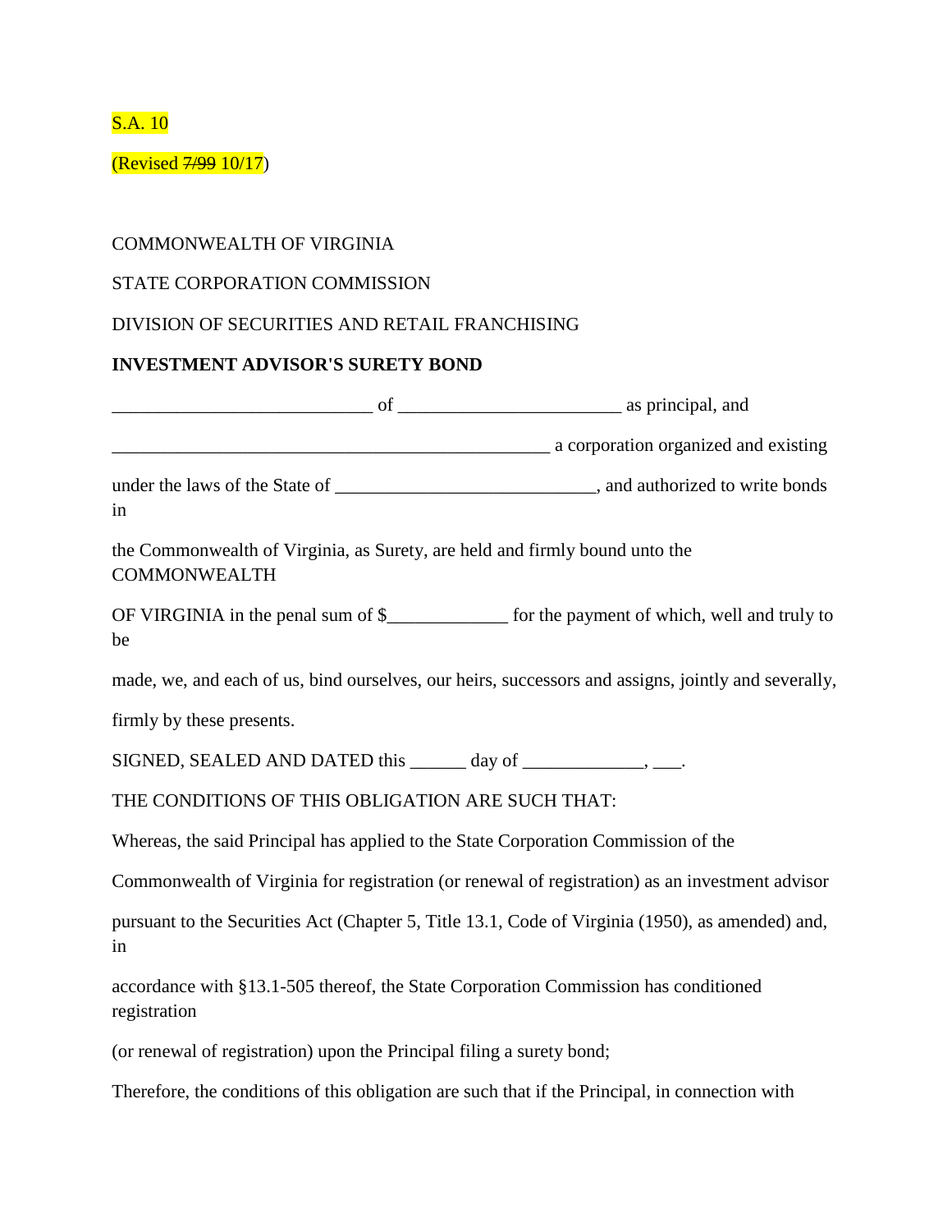S.A. 10

(Revised ~~7/99~~ 10/17)

COMMONWEALTH OF VIRGINIA

STATE CORPORATION COMMISSION

DIVISION OF SECURITIES AND RETAIL FRANCHISING

**INVESTMENT ADVISOR'S SURETY BOND**

___________________________ of _______________________ as principal, and

______________________________________________ a corporation organized and existing

under the laws of the State of ___________________________, and authorized to write bonds in

the Commonwealth of Virginia, as Surety, are held and firmly bound unto the COMMONWEALTH

OF VIRGINIA in the penal sum of $____________ for the payment of which, well and truly to be

made, we, and each of us, bind ourselves, our heirs, successors and assigns, jointly and severally,

firmly by these presents.

SIGNED, SEALED AND DATED this ______ day of ____________, ___.

THE CONDITIONS OF THIS OBLIGATION ARE SUCH THAT:

Whereas, the said Principal has applied to the State Corporation Commission of the

Commonwealth of Virginia for registration (or renewal of registration) as an investment advisor

pursuant to the Securities Act (Chapter 5, Title 13.1, Code of Virginia (1950), as amended) and, in

accordance with §13.1-505 thereof, the State Corporation Commission has conditioned registration

(or renewal of registration) upon the Principal filing a surety bond;

Therefore, the conditions of this obligation are such that if the Principal, in connection with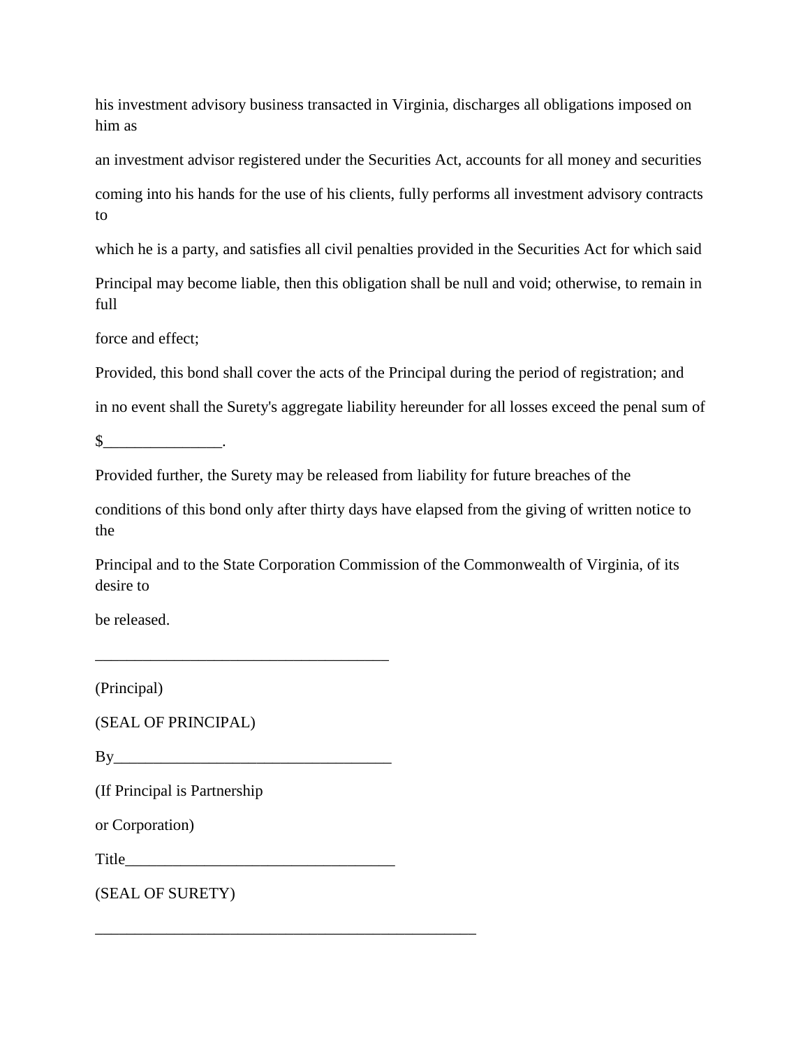his investment advisory business transacted in Virginia, discharges all obligations imposed on him as

an investment advisor registered under the Securities Act, accounts for all money and securities

coming into his hands for the use of his clients, fully performs all investment advisory contracts to

which he is a party, and satisfies all civil penalties provided in the Securities Act for which said

Principal may become liable, then this obligation shall be null and void; otherwise, to remain in full

force and effect;

Provided, this bond shall cover the acts of the Principal during the period of registration; and

in no event shall the Surety's aggregate liability hereunder for all losses exceed the penal sum of

$_______________.

Provided further, the Surety may be released from liability for future breaches of the

conditions of this bond only after thirty days have elapsed from the giving of written notice to the

Principal and to the State Corporation Commission of the Commonwealth of Virginia, of its desire to

be released.

_____________________________________

(Principal)

(SEAL OF PRINCIPAL)

By___________________________________

(If Principal is Partnership

or Corporation)

Title__________________________________

(SEAL OF SURETY)

________________________________________________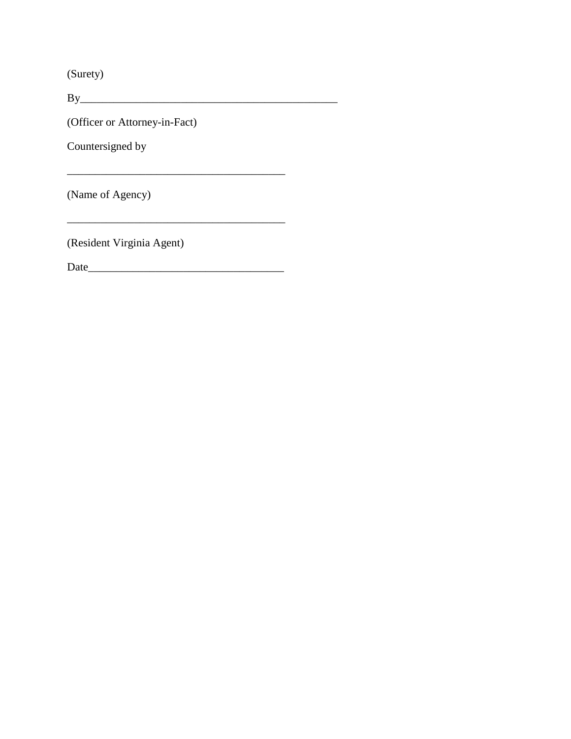(Surety)

By_______________________________________________

(Officer or Attorney-in-Fact)

Countersigned by

________________________________________

(Name of Agency)

________________________________________

(Resident Virginia Agent)

Date____________________________________